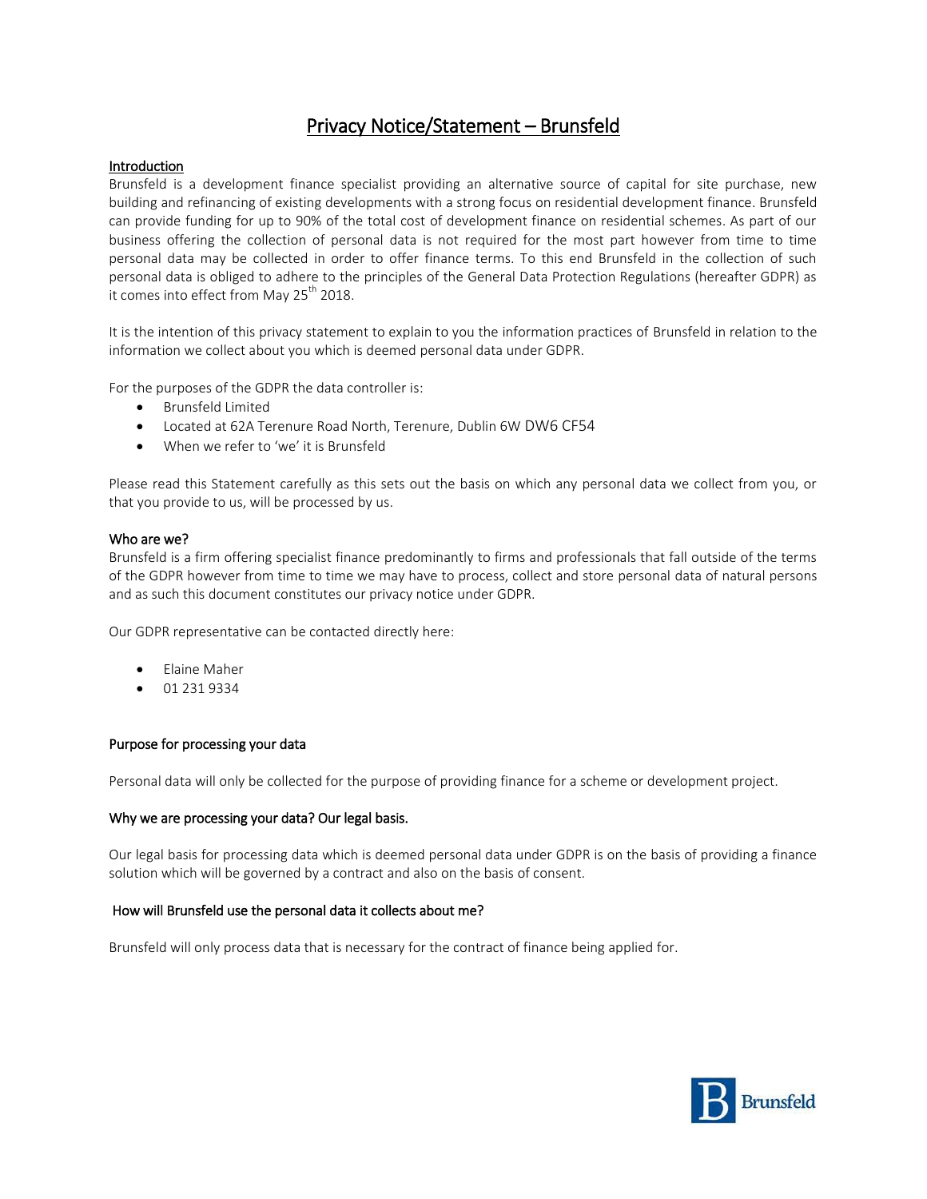# Privacy Notice/Statement – Brunsfeld

## Introduction

Brunsfeld is a development finance specialist providing an alternative source of capital for site purchase, new building and refinancing of existing developments with a strong focus on residential development finance. Brunsfeld can provide funding for up to 90% of the total cost of development finance on residential schemes. As part of our business offering the collection of personal data is not required for the most part however from time to time personal data may be collected in order to offer finance terms. To this end Brunsfeld in the collection of such personal data is obliged to adhere to the principles of the General Data Protection Regulations (hereafter GDPR) as it comes into effect from May 25th 2018.

It is the intention of this privacy statement to explain to you the information practices of Brunsfeld in relation to the information we collect about you which is deemed personal data under GDPR.

For the purposes of the GDPR the data controller is:

- Brunsfeld Limited
- Located at 62A Terenure Road North, Terenure, Dublin 6W DW6 CF54
- When we refer to 'we' it is Brunsfeld

Please read this Statement carefully as this sets out the basis on which any personal data we collect from you, or that you provide to us, will be processed by us.

## Who are we?

Brunsfeld is a firm offering specialist finance predominantly to firms and professionals that fall outside of the terms of the GDPR however from time to time we may have to process, collect and store personal data of natural persons and as such this document constitutes our privacy notice under GDPR.

Our GDPR representative can be contacted directly here:

- Elaine Maher
- 01 231 9334

## Purpose for processing your data

Personal data will only be collected for the purpose of providing finance for a scheme or development project.

## Why we are processing your data? Our legal basis.

Our legal basis for processing data which is deemed personal data under GDPR is on the basis of providing a finance solution which will be governed by a contract and also on the basis of consent.

## How will Brunsfeld use the personal data it collects about me?

Brunsfeld will only process data that is necessary for the contract of finance being applied for.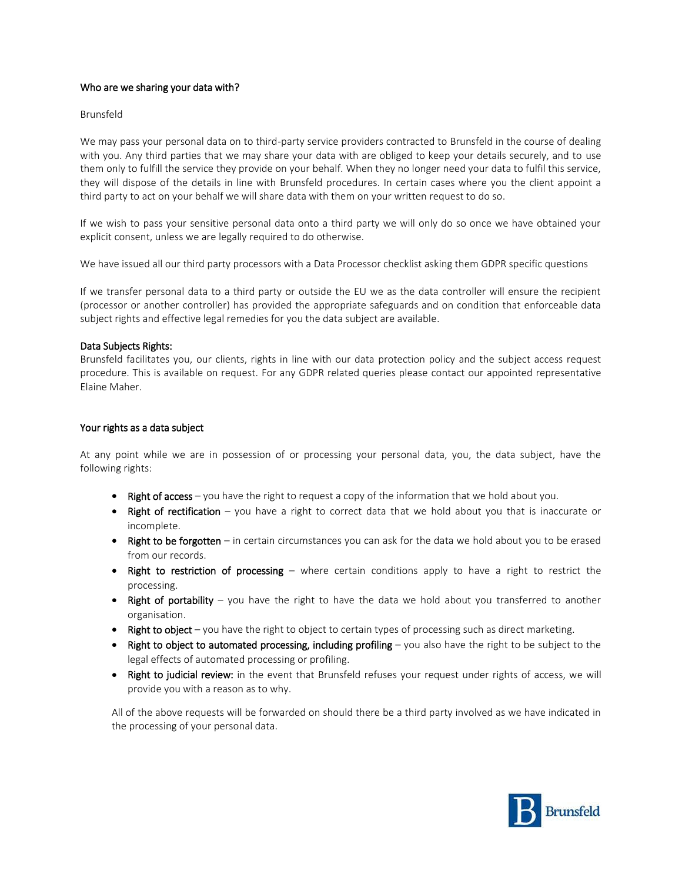### Who are we sharing your data with?

Brunsfeld

We may pass your personal data on to third-party service providers contracted to Brunsfeld in the course of dealing with you. Any third parties that we may share your data with are obliged to keep your details securely, and to use them only to fulfill the service they provide on your behalf. When they no longer need your data to fulfil this service, they will dispose of the details in line with Brunsfeld procedures. In certain cases where you the client appoint a third party to act on your behalf we will share data with them on your written request to do so.

If we wish to pass your sensitive personal data onto a third party we will only do so once we have obtained your explicit consent, unless we are legally required to do otherwise.

We have issued all our third party processors with a Data Processor checklist asking them GDPR specific questions

If we transfer personal data to a third party or outside the EU we as the data controller will ensure the recipient (processor or another controller) has provided the appropriate safeguards and on condition that enforceable data subject rights and effective legal remedies for you the data subject are available.

### Data Subjects Rights:

Brunsfeld facilitates you, our clients, rights in line with our data protection policy and the subject access request procedure. This is available on request. For any GDPR related queries please contact our appointed representative Elaine Maher.

### Your rights as a data subject

At any point while we are in possession of or processing your personal data, you, the data subject, have the following rights:

- **Right of access** – you have the right to request a copy of the information that we hold about you.
- **Right of rectification** – you have a right to correct data that we hold about you that is inaccurate or incomplete.
- **Right to be forgotten** – in certain circumstances you can ask for the data we hold about you to be erased from our records.
- **Right to restriction of processing** – where certain conditions apply to have a right to restrict the processing.
- **Right of portability** – you have the right to have the data we hold about you transferred to another organisation.
- **Right to object** – you have the right to object to certain types of processing such as direct marketing.
- **Right to object to automated processing, including profiling** – you also have the right to be subject to the legal effects of automated processing or profiling.
- **Right to judicial review:** in the event that Brunsfeld refuses your request under rights of access, we will provide you with a reason as to why.

All of the above requests will be forwarded on should there be a third party involved as we have indicated in the processing of your personal data.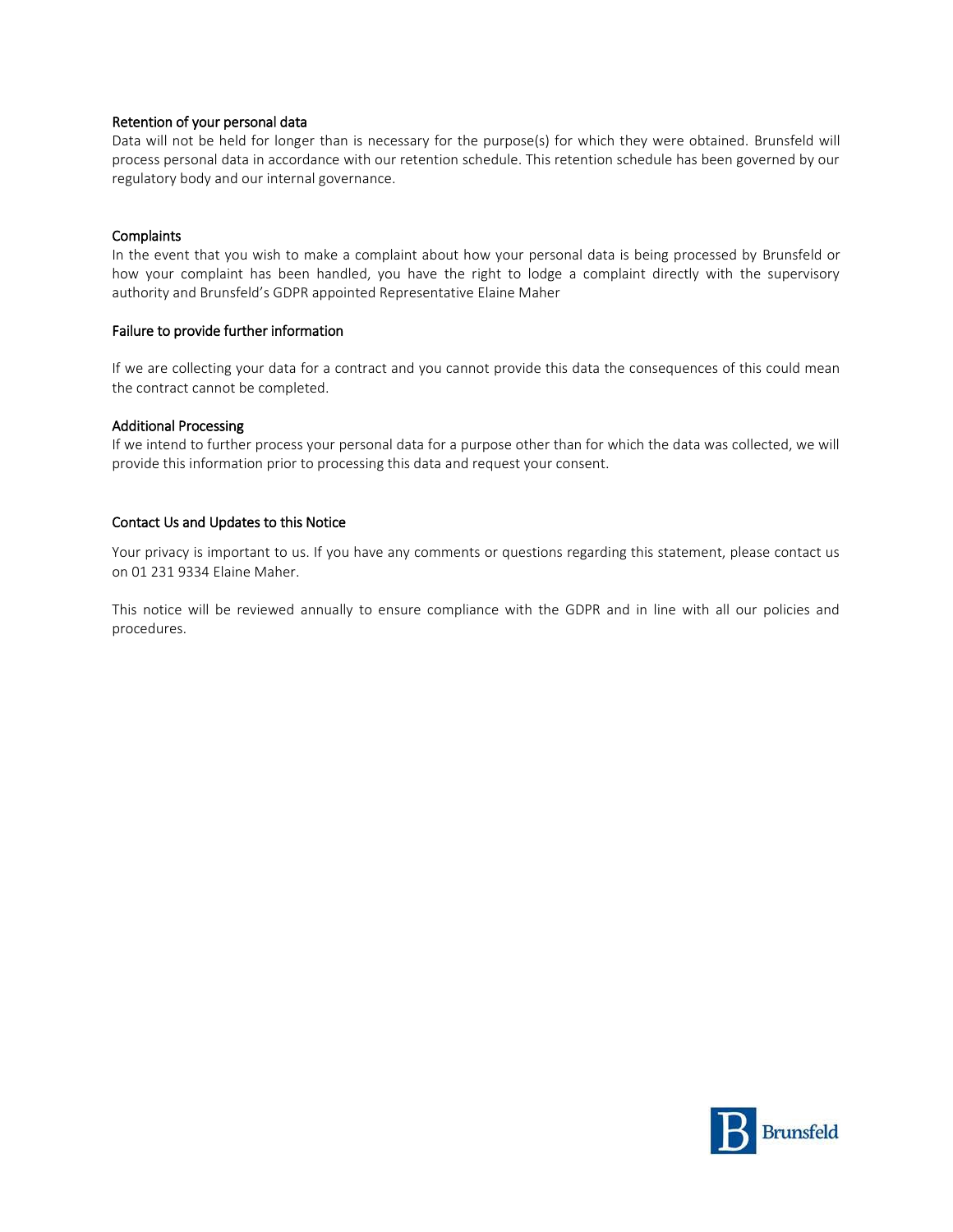### Retention of your personal data

Data will not be held for longer than is necessary for the purpose(s) for which they were obtained. Brunsfeld will process personal data in accordance with our retention schedule. This retention schedule has been governed by our regulatory body and our internal governance.

### Complaints

In the event that you wish to make a complaint about how your personal data is being processed by Brunsfeld or how your complaint has been handled, you have the right to lodge a complaint directly with the supervisory authority and Brunsfeld's GDPR appointed Representative Elaine Maher

### Failure to provide further information

If we are collecting your data for a contract and you cannot provide this data the consequences of this could mean the contract cannot be completed.

### Additional Processing

If we intend to further process your personal data for a purpose other than for which the data was collected, we will provide this information prior to processing this data and request your consent.

### Contact Us and Updates to this Notice

Your privacy is important to us. If you have any comments or questions regarding this statement, please contact us on 01 231 9334 Elaine Maher.

This notice will be reviewed annually to ensure compliance with the GDPR and in line with all our policies and procedures.